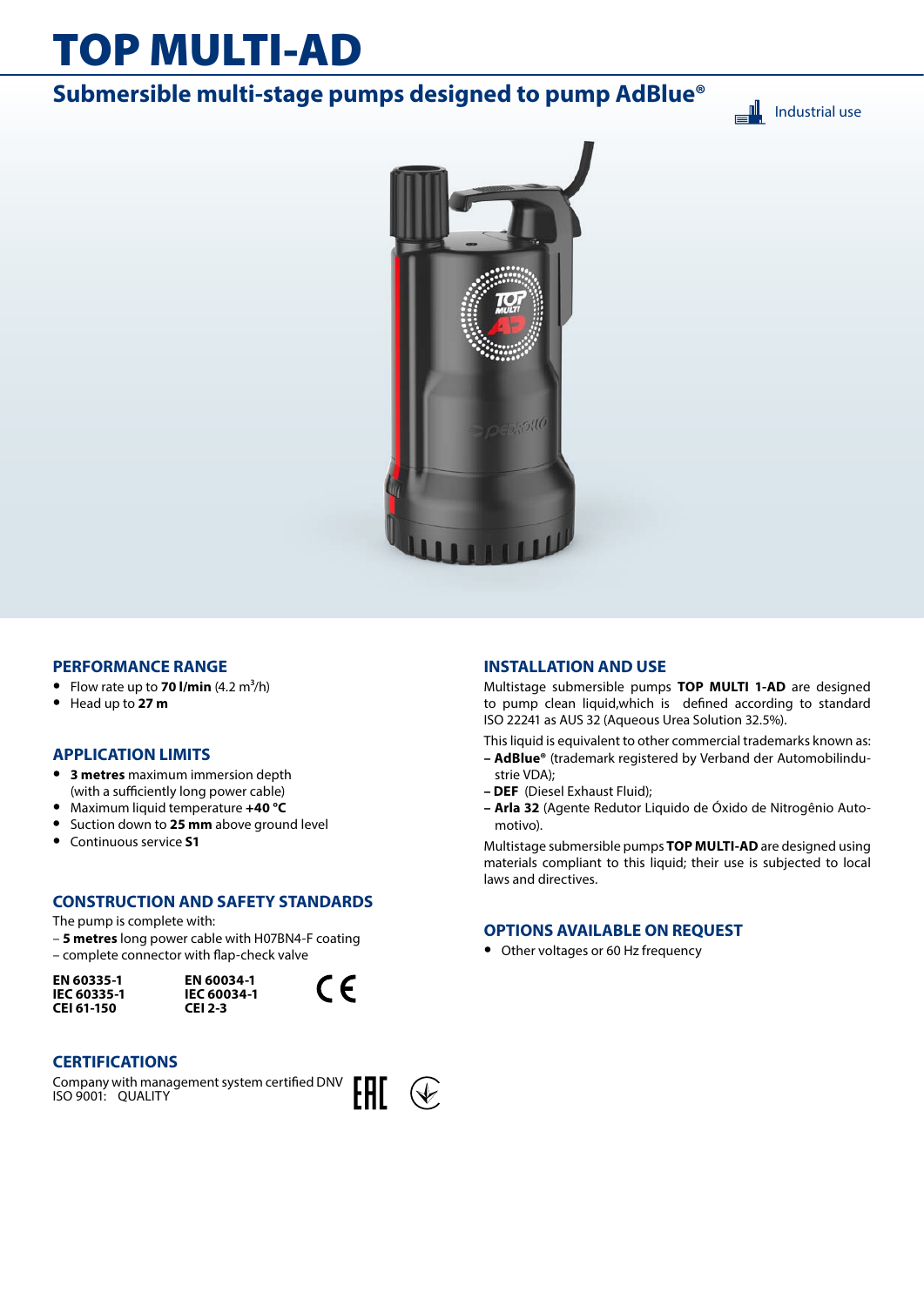# TOP MULTI-AD

## Submersible multi-stage pumps designed to pump AdBlue®

Industrial use

### PERFORMANCE RANGE

- Flow rate up to **70 l/min** (4.2 $m^3$/h)
- Head up to **27 m**

### APPLICATION LIMITS

- **3 metres** maximum immersion depth (with a sufficiently long power cable)
- Maximum liquid temperature **+40 °C**
- Suction down to **25 mm** above ground level
- Continuous service **S1**

### CONSTRUCTION AND SAFETY STANDARDS

The pump is complete with:
– **5 metres** long power cable with H07BN4-F coating
– complete connector with flap-check valve

**EN 60335-1**
**IEC 60335-1**
**CEI 61-150**

**EN 60034-1**
**IEC 60034-1**
**CEI 2-3**

CE

### CERTIFICATIONS

Company with management system certified DNV
ISO 9001: QUALITY

EAC

### INSTALLATION AND USE

Multistage submersible pumps **TOP MULTI 1-AD** are designed to pump clean liquid,which is defined according to standard ISO 22241 as AUS 32 (Aqueous Urea Solution 32.5%).

This liquid is equivalent to other commercial trademarks known as:
– **AdBlue®** (trademark registered by Verband der Automobilindustrie VDA);
– **DEF** (Diesel Exhaust Fluid);
– **Arla 32** (Agente Redutor Liquido de Óxido de Nitrogênio Automotivo).

Multistage submersible pumps **TOP MULTI-AD** are designed using materials compliant to this liquid; their use is subjected to local laws and directives.

### OPTIONS AVAILABLE ON REQUEST

- Other voltages or 60 Hz frequency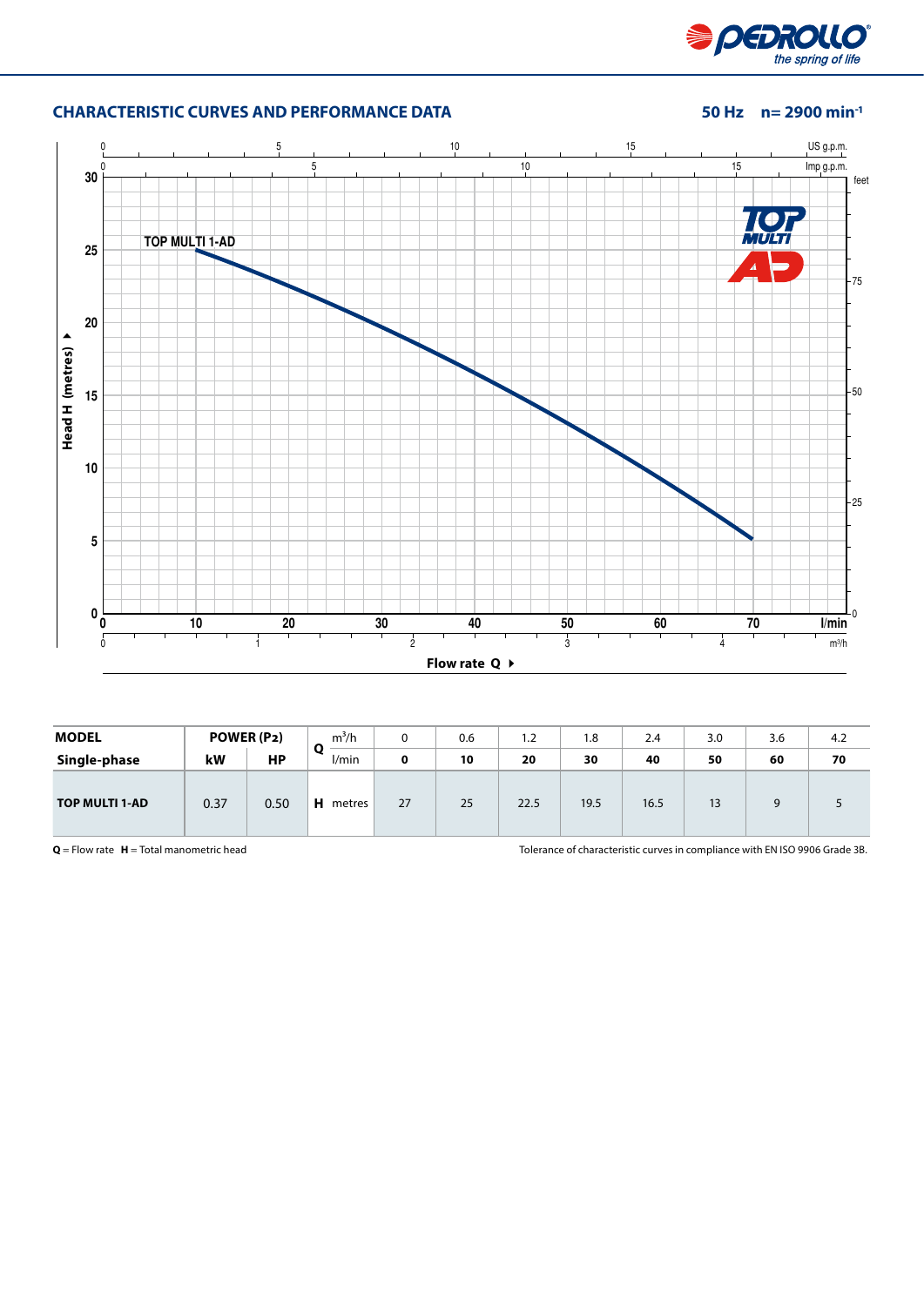## CHARACTERISTIC CURVES AND PERFORMANCE DATA

**50 Hz n= 2900 min$^{-1}$**

| MODEL | POWER (P2) | | Q | m³/h | 0 | 0.6 | 1.2 | 1.8 | 2.4 | 3.0 | 3.6 | 4.2 |
|---|---|---|---|---|---|---|---|---|---|---|---|---|
| Single-phase | kW | HP | | l/min | 0 | 10 | 20 | 30 | 40 | 50 | 60 | 70 |
| TOP MULTI 1-AD | 0.37 | 0.50 | H | metres | 27 | 25 | 22.5 | 19.5 | 16.5 | 13 | 9 | 5 |

**Q** = Flow rate **H** = Total manometric head

Tolerance of characteristic curves in compliance with EN ISO 9906 Grade 3B.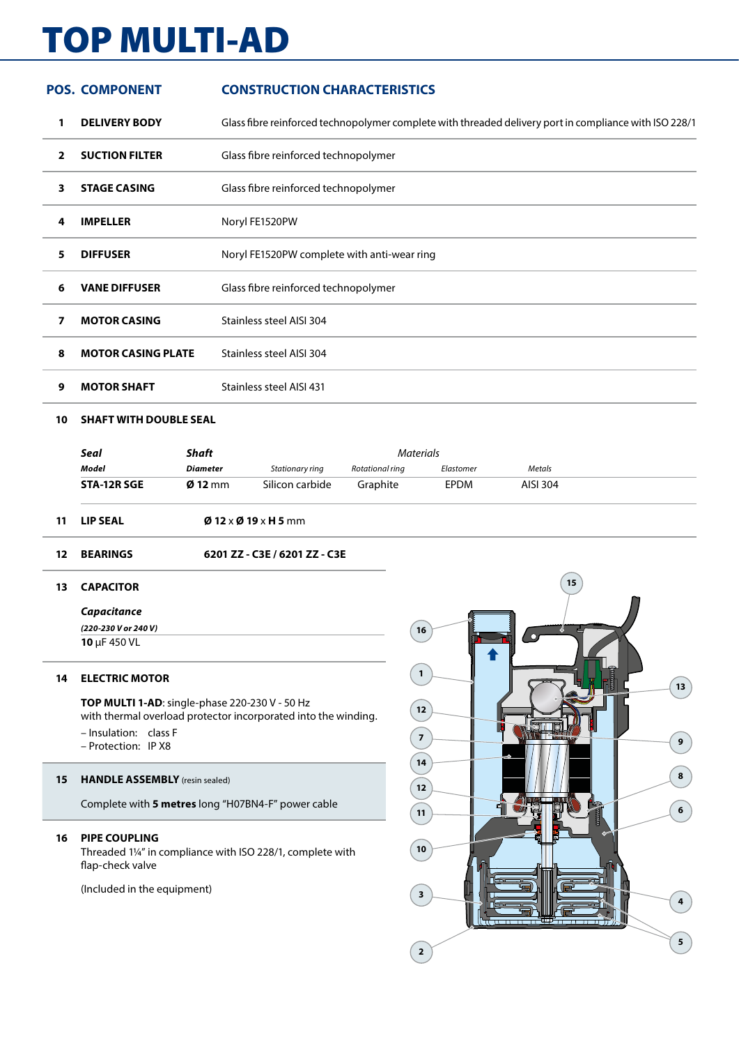# TOP MULTI-AD

| POS. | COMPONENT | CONSTRUCTION CHARACTERISTICS |
|---|---|---|
| 1 | **DELIVERY BODY** | Glass fibre reinforced technopolymer complete with threaded delivery port in compliance with ISO 228/1 |
| 2 | **SUCTION FILTER** | Glass fibre reinforced technopolymer |
| 3 | **STAGE CASING** | Glass fibre reinforced technopolymer |
| 4 | **IMPELLER** | Noryl FE1520PW |
| 5 | **DIFFUSER** | Noryl FE1520PW complete with anti-wear ring |
| 6 | **VANE DIFFUSER** | Glass fibre reinforced technopolymer |
| 7 | **MOTOR CASING** | Stainless steel AISI 304 |
| 8 | **MOTOR CASING PLATE** | Stainless steel AISI 304 |
| 9 | **MOTOR SHAFT** | Stainless steel AISI 431 |

**10 SHAFT WITH DOUBLE SEAL**

| ***Seal*** | ***Shaft*** | *Materials* | | | |
|---|---|---|---|---|---|
| ***Model*** | ***Diameter*** | *Stationary ring* | *Rotational ring* | *Elastomer* | *Metals* |
| **STA-12R SGE** | **Ø 12** mm | Silicon carbide | Graphite | EPDM | AISI 304 |

**11 LIP SEAL** **Ø 12** x **Ø 19** x **H 5** mm

**12 BEARINGS** **6201 ZZ - C3E / 6201 ZZ - C3E**

**13 CAPACITOR**

| ***Capacitance*** |
|---|
| ***(220-230 V or 240 V)*** |
| **10** μF 450 VL |

**14 ELECTRIC MOTOR**

**TOP MULTI 1-AD**: single-phase 220-230 V - 50 Hz
with thermal overload protector incorporated into the winding.

– Insulation: class F
– Protection: IP X8

**15 HANDLE ASSEMBLY** (resin sealed)

Complete with **5 metres** long "H07BN4-F" power cable

**16 PIPE COUPLING**

Threaded 1¼" in compliance with ISO 228/1, complete with flap-check valve

(Included in the equipment)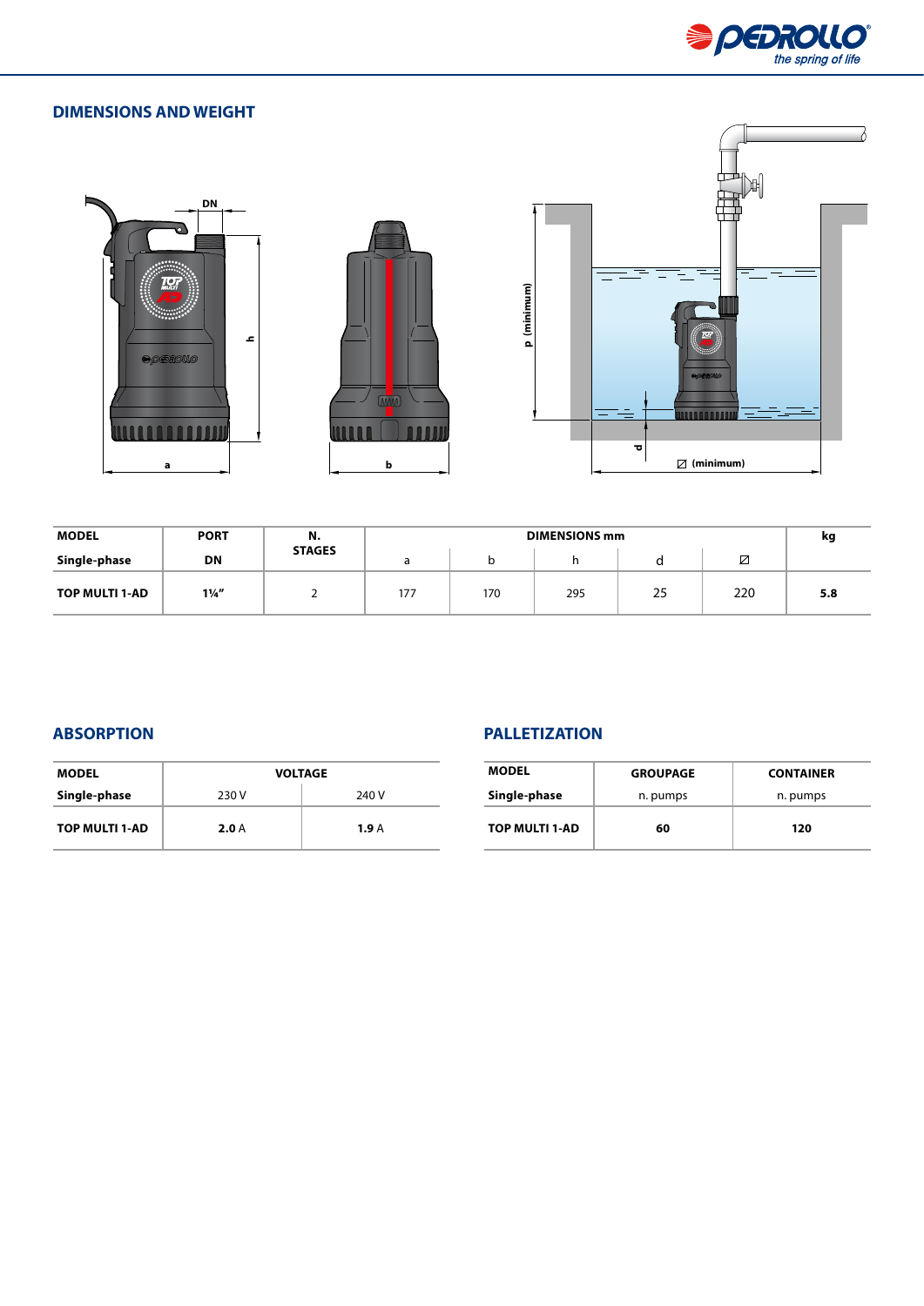## DIMENSIONS AND WEIGHT

| MODEL | PORT | N. STAGES | DIMENSIONS mm | | | | | kg |
|---|---|---|---|---|---|---|---|---|
| Single-phase | DN | | a | b | h | d | ⧄ | |
| TOP MULTI 1-AD | 1¼" | 2 | 177 | 170 | 295 | 25 | 220 | 5.8 |

## ABSORPTION

| MODEL | VOLTAGE | |
|---|---|---|
| Single-phase | 230 V | 240 V |
| TOP MULTI 1-AD | **2.0** A | **1.9** A |

## PALLETIZATION

| MODEL | GROUPAGE | CONTAINER |
|---|---|---|
| Single-phase | n. pumps | n. pumps |
| TOP MULTI 1-AD | 60 | 120 |